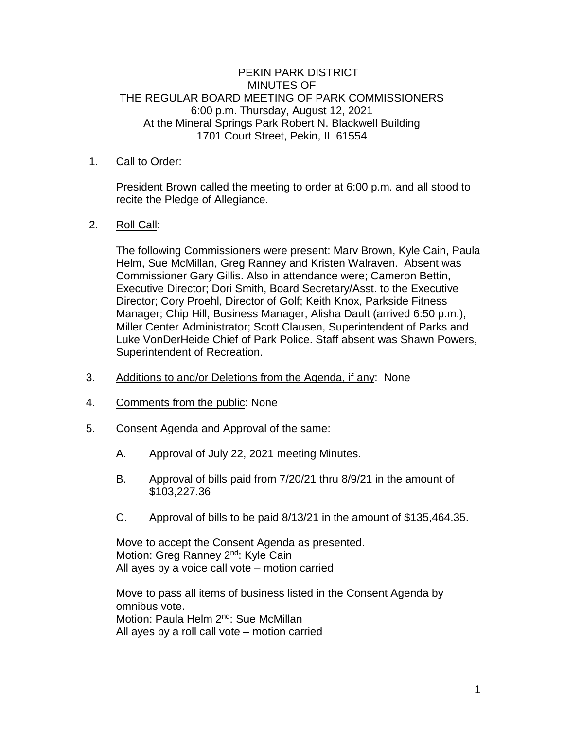PEKIN PARK DISTRICT
MINUTES OF
THE REGULAR BOARD MEETING OF PARK COMMISSIONERS
6:00 p.m. Thursday, August 12, 2021
At the Mineral Springs Park Robert N. Blackwell Building
1701 Court Street, Pekin, IL 61554

1. Call to Order:

   President Brown called the meeting to order at 6:00 p.m. and all stood to recite the Pledge of Allegiance.

2. Roll Call:

   The following Commissioners were present: Marv Brown, Kyle Cain, Paula Helm, Sue McMillan, Greg Ranney and Kristen Walraven. Absent was Commissioner Gary Gillis. Also in attendance were; Cameron Bettin, Executive Director; Dori Smith, Board Secretary/Asst. to the Executive Director; Cory Proehl, Director of Golf; Keith Knox, Parkside Fitness Manager; Chip Hill, Business Manager, Alisha Dault (arrived 6:50 p.m.), Miller Center Administrator; Scott Clausen, Superintendent of Parks and Luke VonDerHeide Chief of Park Police. Staff absent was Shawn Powers, Superintendent of Recreation.

3. Additions to and/or Deletions from the Agenda, if any: None

4. Comments from the public: None

5. Consent Agenda and Approval of the same:

   A. Approval of July 22, 2021 meeting Minutes.

   B. Approval of bills paid from 7/20/21 thru 8/9/21 in the amount of $103,227.36

   C. Approval of bills to be paid 8/13/21 in the amount of $135,464.35.

   Move to accept the Consent Agenda as presented.
   Motion: Greg Ranney 2nd: Kyle Cain
   All ayes by a voice call vote – motion carried

   Move to pass all items of business listed in the Consent Agenda by omnibus vote.
   Motion: Paula Helm 2nd: Sue McMillan
   All ayes by a roll call vote – motion carried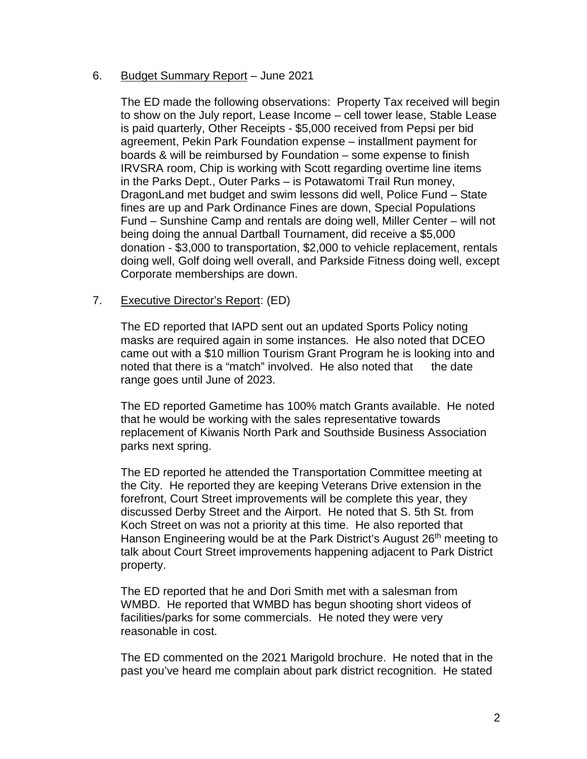6. <u>Budget Summary Report</u> – June 2021

   The ED made the following observations: Property Tax received will begin to show on the July report, Lease Income – cell tower lease, Stable Lease is paid quarterly, Other Receipts - $5,000 received from Pepsi per bid agreement, Pekin Park Foundation expense – installment payment for boards & will be reimbursed by Foundation – some expense to finish IRVSRA room, Chip is working with Scott regarding overtime line items in the Parks Dept., Outer Parks – is Potawatomi Trail Run money, DragonLand met budget and swim lessons did well, Police Fund – State fines are up and Park Ordinance Fines are down, Special Populations Fund – Sunshine Camp and rentals are doing well, Miller Center – will not being doing the annual Dartball Tournament, did receive a $5,000 donation - $3,000 to transportation, $2,000 to vehicle replacement, rentals doing well, Golf doing well overall, and Parkside Fitness doing well, except Corporate memberships are down.

7. <u>Executive Director's Report</u>: (ED)

   The ED reported that IAPD sent out an updated Sports Policy noting masks are required again in some instances. He also noted that DCEO came out with a $10 million Tourism Grant Program he is looking into and noted that there is a "match" involved. He also noted that the date range goes until June of 2023.

   The ED reported Gametime has 100% match Grants available. He noted that he would be working with the sales representative towards replacement of Kiwanis North Park and Southside Business Association parks next spring.

   The ED reported he attended the Transportation Committee meeting at the City. He reported they are keeping Veterans Drive extension in the forefront, Court Street improvements will be complete this year, they discussed Derby Street and the Airport. He noted that S. 5th St. from Koch Street on was not a priority at this time. He also reported that Hanson Engineering would be at the Park District's August 26th meeting to talk about Court Street improvements happening adjacent to Park District property.

   The ED reported that he and Dori Smith met with a salesman from WMBD. He reported that WMBD has begun shooting short videos of facilities/parks for some commercials. He noted they were very reasonable in cost.

   The ED commented on the 2021 Marigold brochure. He noted that in the past you've heard me complain about park district recognition. He stated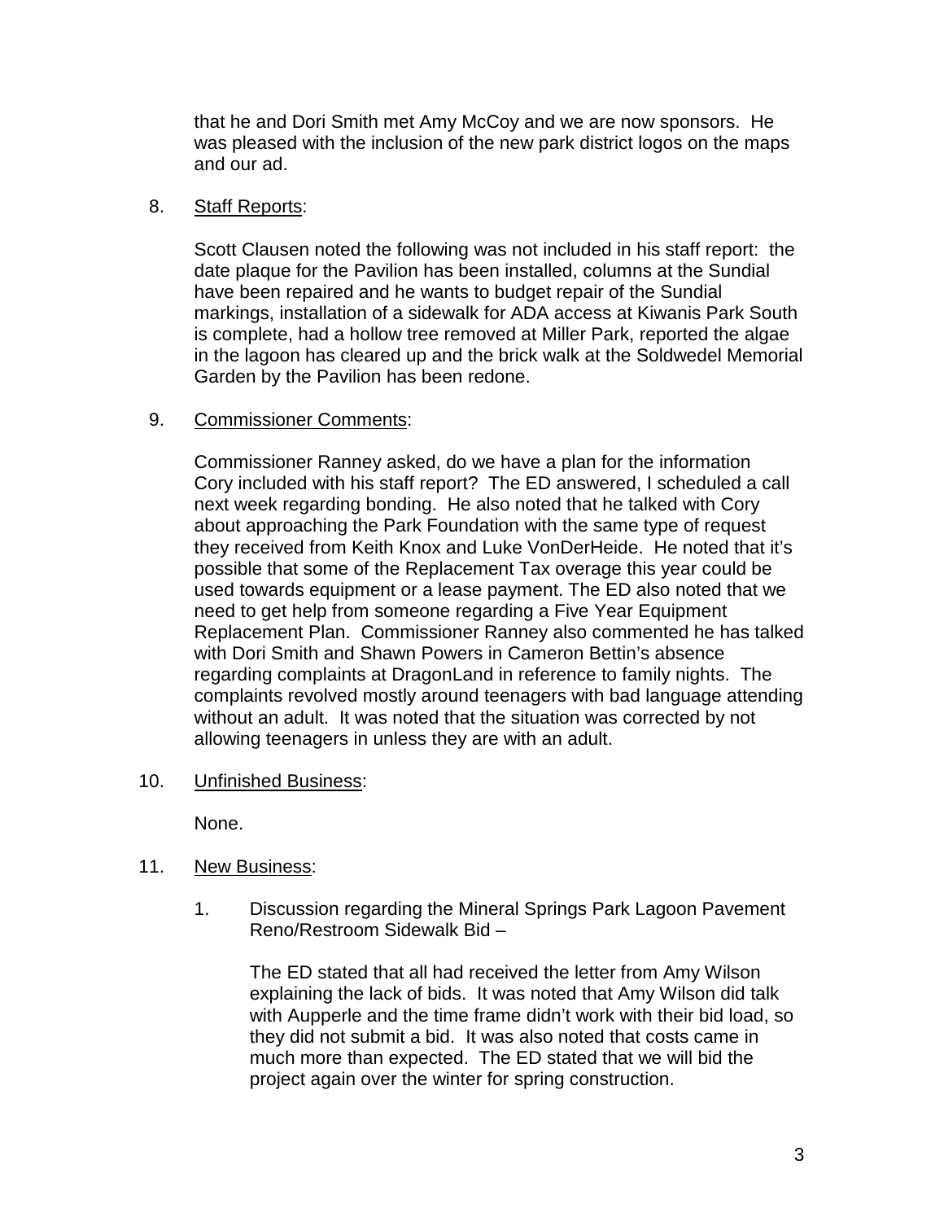that he and Dori Smith met Amy McCoy and we are now sponsors. He was pleased with the inclusion of the new park district logos on the maps and our ad.

8. Staff Reports:

Scott Clausen noted the following was not included in his staff report: the date plaque for the Pavilion has been installed, columns at the Sundial have been repaired and he wants to budget repair of the Sundial markings, installation of a sidewalk for ADA access at Kiwanis Park South is complete, had a hollow tree removed at Miller Park, reported the algae in the lagoon has cleared up and the brick walk at the Soldwedel Memorial Garden by the Pavilion has been redone.

9. Commissioner Comments:

Commissioner Ranney asked, do we have a plan for the information Cory included with his staff report? The ED answered, I scheduled a call next week regarding bonding. He also noted that he talked with Cory about approaching the Park Foundation with the same type of request they received from Keith Knox and Luke VonDerHeide. He noted that it's possible that some of the Replacement Tax overage this year could be used towards equipment or a lease payment. The ED also noted that we need to get help from someone regarding a Five Year Equipment Replacement Plan. Commissioner Ranney also commented he has talked with Dori Smith and Shawn Powers in Cameron Bettin's absence regarding complaints at DragonLand in reference to family nights. The complaints revolved mostly around teenagers with bad language attending without an adult. It was noted that the situation was corrected by not allowing teenagers in unless they are with an adult.

10. Unfinished Business:

None.

11. New Business:

1. Discussion regarding the Mineral Springs Park Lagoon Pavement Reno/Restroom Sidewalk Bid –

   The ED stated that all had received the letter from Amy Wilson explaining the lack of bids. It was noted that Amy Wilson did talk with Aupperle and the time frame didn't work with their bid load, so they did not submit a bid. It was also noted that costs came in much more than expected. The ED stated that we will bid the project again over the winter for spring construction.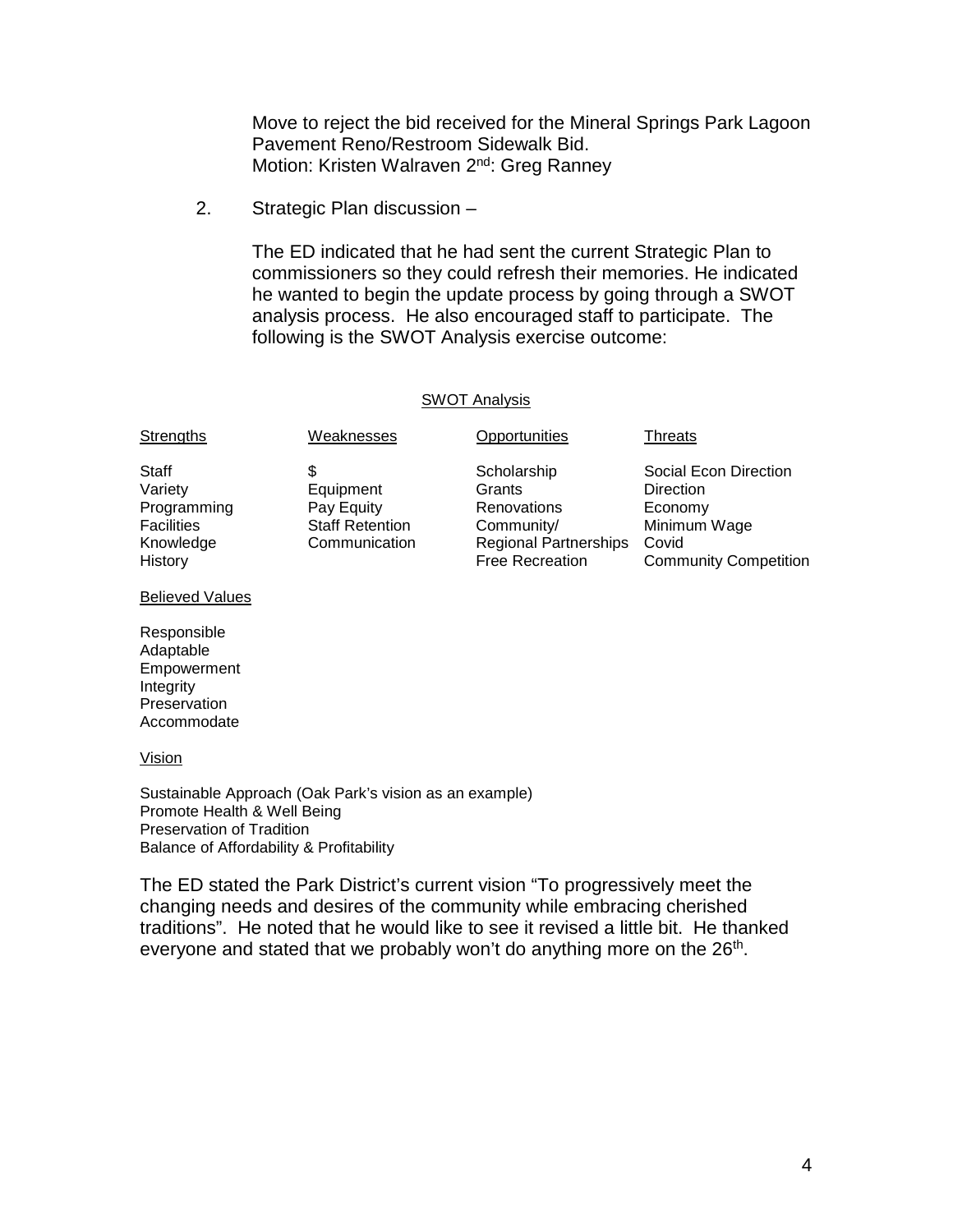Move to reject the bid received for the Mineral Springs Park Lagoon Pavement Reno/Restroom Sidewalk Bid.
Motion: Kristen Walraven 2nd: Greg Ranney

2. Strategic Plan discussion –

   The ED indicated that he had sent the current Strategic Plan to commissioners so they could refresh their memories. He indicated he wanted to begin the update process by going through a SWOT analysis process. He also encouraged staff to participate. The following is the SWOT Analysis exercise outcome:

SWOT Analysis

| Strengths | Weaknesses | Opportunities | Threats |
|---|---|---|---|
| Staff | $ | Scholarship | Social Econ Direction |
| Variety | Equipment | Grants | Direction |
| Programming | Pay Equity | Renovations | Economy |
| Facilities | Staff Retention | Community/ | Minimum Wage |
| Knowledge | Communication | Regional Partnerships | Covid |
| History | | Free Recreation | Community Competition |

Believed Values

Responsible
Adaptable
Empowerment
Integrity
Preservation
Accommodate

Vision

Sustainable Approach (Oak Park's vision as an example)
Promote Health & Well Being
Preservation of Tradition
Balance of Affordability & Profitability

The ED stated the Park District's current vision "To progressively meet the changing needs and desires of the community while embracing cherished traditions". He noted that he would like to see it revised a little bit. He thanked everyone and stated that we probably won't do anything more on the 26th.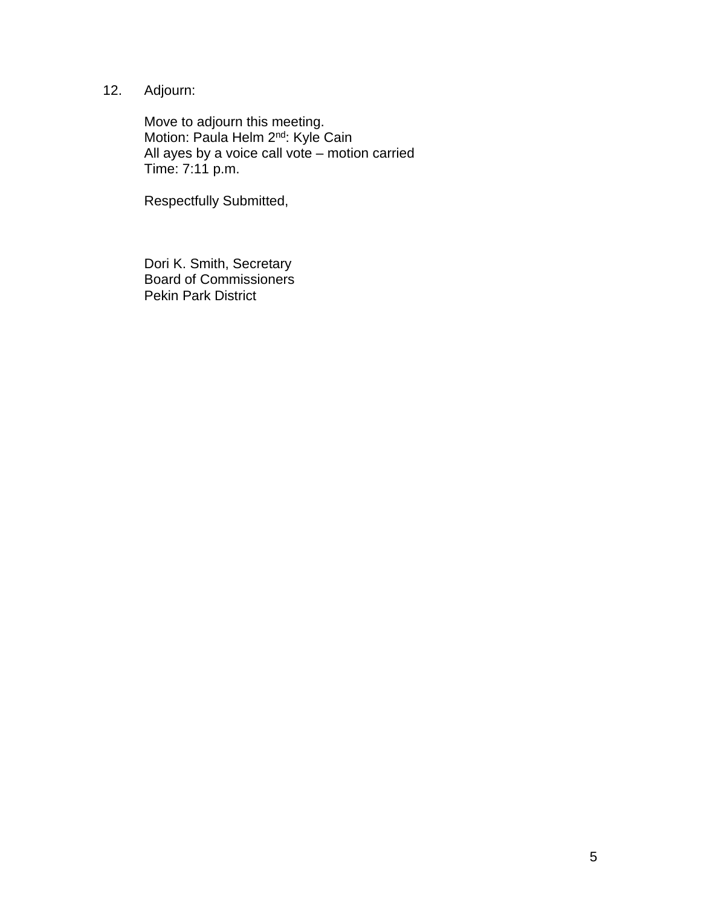12. Adjourn:

    Move to adjourn this meeting.
    Motion: Paula Helm 2nd: Kyle Cain
    All ayes by a voice call vote – motion carried
    Time: 7:11 p.m.

    Respectfully Submitted,

    Dori K. Smith, Secretary
    Board of Commissioners
    Pekin Park District